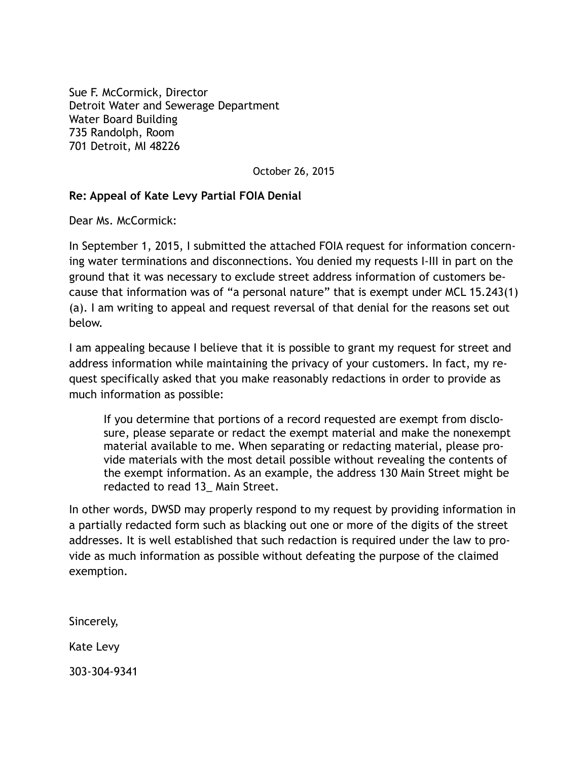Sue F. McCormick, Director
Detroit Water and Sewerage Department
Water Board Building
735 Randolph, Room
701 Detroit, MI 48226

October 26, 2015

**Re: Appeal of Kate Levy Partial FOIA Denial**

Dear Ms. McCormick:

In September 1, 2015, I submitted the attached FOIA request for information concerning water terminations and disconnections. You denied my requests I-III in part on the ground that it was necessary to exclude street address information of customers because that information was of "a personal nature" that is exempt under MCL 15.243(1)(a). I am writing to appeal and request reversal of that denial for the reasons set out below.

I am appealing because I believe that it is possible to grant my request for street and address information while maintaining the privacy of your customers. In fact, my request specifically asked that you make reasonably redactions in order to provide as much information as possible:

> If you determine that portions of a record requested are exempt from disclosure, please separate or redact the exempt material and make the nonexempt material available to me. When separating or redacting material, please provide materials with the most detail possible without revealing the contents of the exempt information. As an example, the address 130 Main Street might be redacted to read 13_ Main Street.

In other words, DWSD may properly respond to my request by providing information in a partially redacted form such as blacking out one or more of the digits of the street addresses. It is well established that such redaction is required under the law to provide as much information as possible without defeating the purpose of the claimed exemption.

Sincerely,

Kate Levy

303-304-9341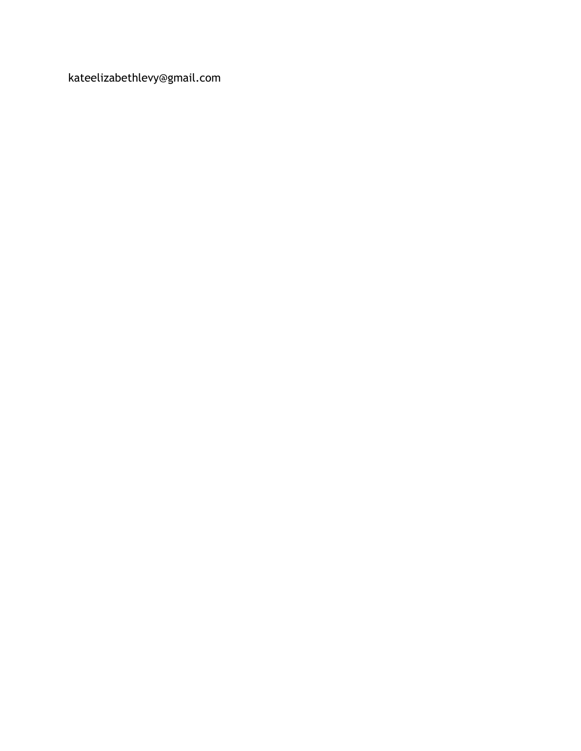kateelizabethlevy@gmail.com